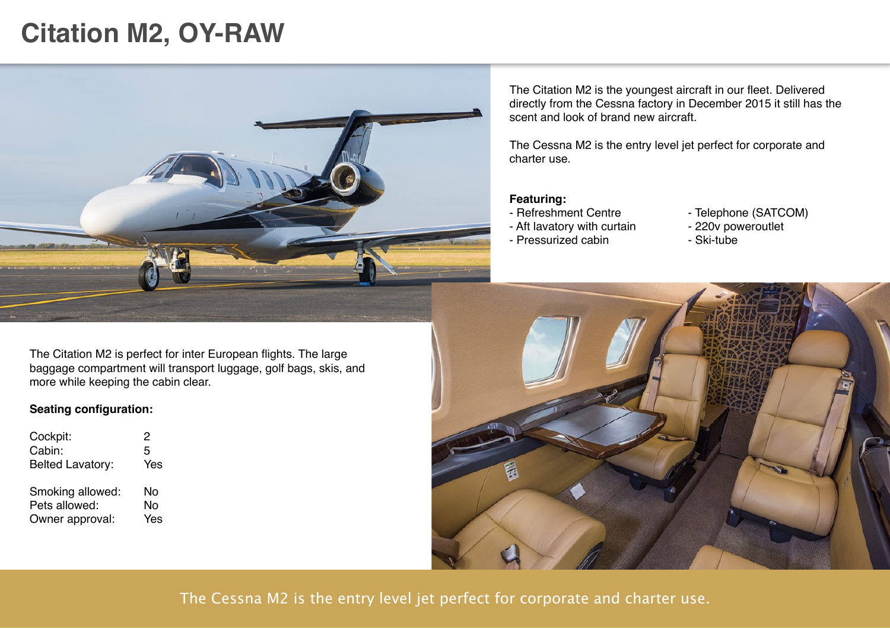# Citation M2, OY-RAW

The Citation M2 is the youngest aircraft in our fleet. Delivered directly from the Cessna factory in December 2015 it still has the scent and look of brand new aircraft.

The Cessna M2 is the entry level jet perfect for corporate and charter use.

**Featuring:**

- Refreshment Centre
- Aft lavatory with curtain
- Pressurized cabin
- Telephone (SATCOM)
- 220v poweroutlet
- Ski-tube

The Citation M2 is perfect for inter European flights. The large baggage compartment will transport luggage, golf bags, skis, and more while keeping the cabin clear.

**Seating configuration:**

| | |
|---|---|
| Cockpit: | 2 |
| Cabin: | 5 |
| Belted Lavatory: | Yes |

| | |
|---|---|
| Smoking allowed: | No |
| Pets allowed: | No |
| Owner approval: | Yes |

The Cessna M2 is the entry level jet perfect for corporate and charter use.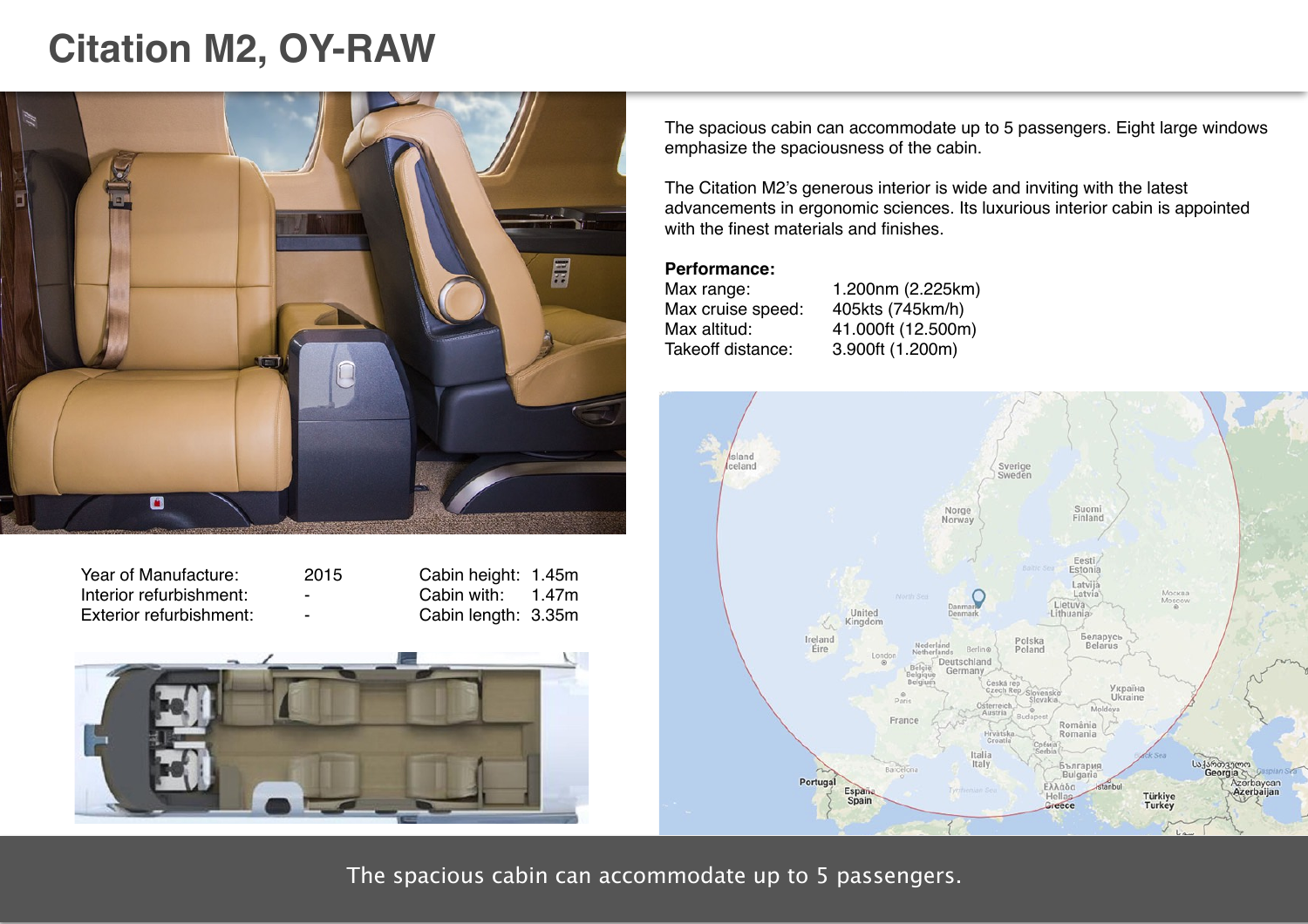# Citation M2, OY-RAW

The spacious cabin can accommodate up to 5 passengers. Eight large windows emphasize the spaciousness of the cabin.

The Citation M2's generous interior is wide and inviting with the latest advancements in ergonomic sciences. Its luxurious interior cabin is appointed with the finest materials and finishes.

**Performance:**

| | |
|---|---|
| Max range: | 1.200nm (2.225km) |
| Max cruise speed: | 405kts (745km/h) |
| Max altitud: | 41.000ft (12.500m) |
| Takeoff distance: | 3.900ft (1.200m) |

| | | | |
|---|---|---|---|
| Year of Manufacture: | 2015 | Cabin height: | 1.45m |
| Interior refurbishment: | - | Cabin with: | 1.47m |
| Exterior refurbishment: | - | Cabin length: | 3.35m |

The spacious cabin can accommodate up to 5 passengers.